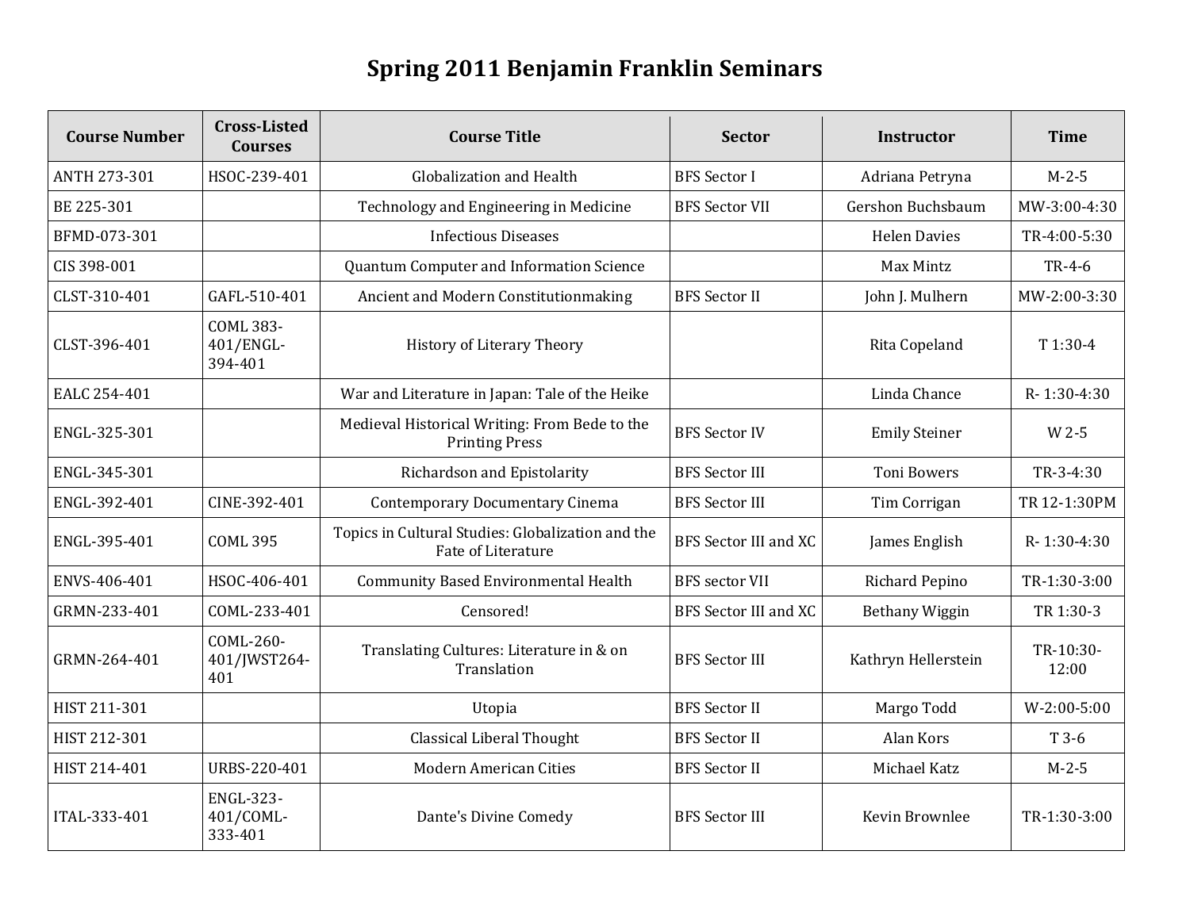# Spring 2011 Benjamin Franklin Seminars

| Course Number | Cross-Listed Courses | Course Title | Sector | Instructor | Time |
| --- | --- | --- | --- | --- | --- |
| ANTH 273-301 | HSOC-239-401 | Globalization and Health | BFS Sector I | Adriana Petryna | M-2-5 |
| BE 225-301 | | Technology and Engineering in Medicine | BFS Sector VII | Gershon Buchsbaum | MW-3:00-4:30 |
| BFMD-073-301 | | Infectious Diseases | | Helen Davies | TR-4:00-5:30 |
| CIS 398-001 | | Quantum Computer and Information Science | | Max Mintz | TR-4-6 |
| CLST-310-401 | GAFL-510-401 | Ancient and Modern Constitutionmaking | BFS Sector II | John J. Mulhern | MW-2:00-3:30 |
| CLST-396-401 | COML 383-401/ENGL-394-401 | History of Literary Theory | | Rita Copeland | T 1:30-4 |
| EALC 254-401 | | War and Literature in Japan: Tale of the Heike | | Linda Chance | R- 1:30-4:30 |
| ENGL-325-301 | | Medieval Historical Writing: From Bede to the Printing Press | BFS Sector IV | Emily Steiner | W 2-5 |
| ENGL-345-301 | | Richardson and Epistolarity | BFS Sector III | Toni Bowers | TR-3-4:30 |
| ENGL-392-401 | CINE-392-401 | Contemporary Documentary Cinema | BFS Sector III | Tim Corrigan | TR 12-1:30PM |
| ENGL-395-401 | COML 395 | Topics in Cultural Studies: Globalization and the Fate of Literature | BFS Sector III and XC | James English | R- 1:30-4:30 |
| ENVS-406-401 | HSOC-406-401 | Community Based Environmental Health | BFS sector VII | Richard Pepino | TR-1:30-3:00 |
| GRMN-233-401 | COML-233-401 | Censored! | BFS Sector III and XC | Bethany Wiggin | TR 1:30-3 |
| GRMN-264-401 | COML-260-401/JWST264-401 | Translating Cultures: Literature in & on Translation | BFS Sector III | Kathryn Hellerstein | TR-10:30-12:00 |
| HIST 211-301 | | Utopia | BFS Sector II | Margo Todd | W-2:00-5:00 |
| HIST 212-301 | | Classical Liberal Thought | BFS Sector II | Alan Kors | T 3-6 |
| HIST 214-401 | URBS-220-401 | Modern American Cities | BFS Sector II | Michael Katz | M-2-5 |
| ITAL-333-401 | ENGL-323-401/COML-333-401 | Dante's Divine Comedy | BFS Sector III | Kevin Brownlee | TR-1:30-3:00 |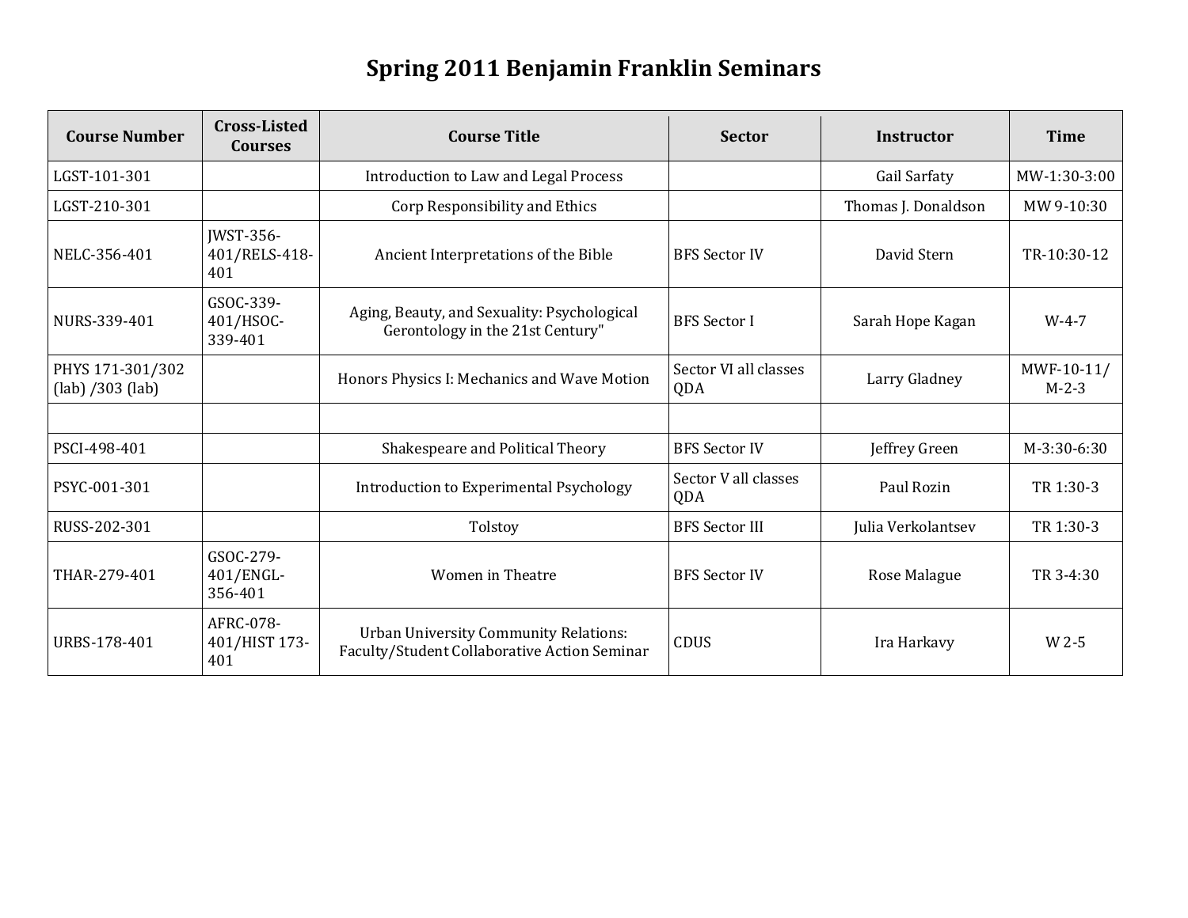# Spring 2011 Benjamin Franklin Seminars

| Course Number | Cross-Listed Courses | Course Title | Sector | Instructor | Time |
|---|---|---|---|---|---|
| LGST-101-301 | | Introduction to Law and Legal Process | | Gail Sarfaty | MW-1:30-3:00 |
| LGST-210-301 | | Corp Responsibility and Ethics | | Thomas J. Donaldson | MW 9-10:30 |
| NELC-356-401 | JWST-356-401/RELS-418-401 | Ancient Interpretations of the Bible | BFS Sector IV | David Stern | TR-10:30-12 |
| NURS-339-401 | GSOC-339-401/HSOC-339-401 | Aging, Beauty, and Sexuality: Psychological Gerontology in the 21st Century" | BFS Sector I | Sarah Hope Kagan | W-4-7 |
| PHYS 171-301/302 (lab) /303 (lab) | | Honors Physics I: Mechanics and Wave Motion | Sector VI all classes QDA | Larry Gladney | MWF-10-11/ M-2-3 |
| | | | | | |
| PSCI-498-401 | | Shakespeare and Political Theory | BFS Sector IV | Jeffrey Green | M-3:30-6:30 |
| PSYC-001-301 | | Introduction to Experimental Psychology | Sector V all classes QDA | Paul Rozin | TR 1:30-3 |
| RUSS-202-301 | | Tolstoy | BFS Sector III | Julia Verkolantsev | TR 1:30-3 |
| THAR-279-401 | GSOC-279-401/ENGL-356-401 | Women in Theatre | BFS Sector IV | Rose Malague | TR 3-4:30 |
| URBS-178-401 | AFRC-078-401/HIST 173-401 | Urban University Community Relations: Faculty/Student Collaborative Action Seminar | CDUS | Ira Harkavy | W 2-5 |